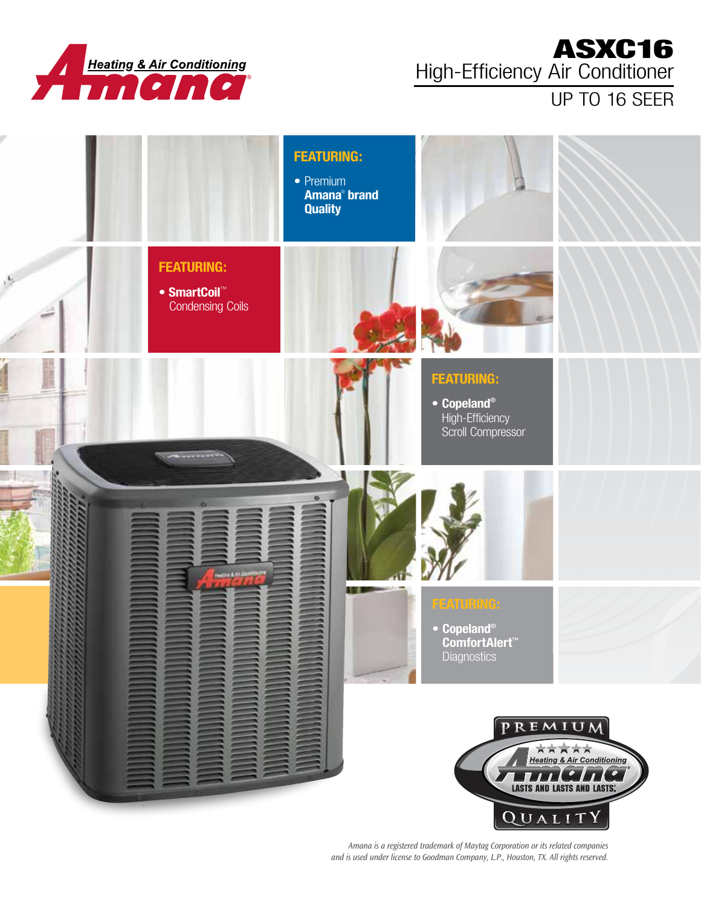# ASXC16

## High-Efficiency Air Conditioner

UP TO 16 SEER

**FEATURING:**

- Premium **Amana® brand Quality**

**FEATURING:**

- **SmartCoil™** Condensing Coils

**FEATURING:**

- **Copeland®** High-Efficiency Scroll Compressor

**FEATURING:**

- **Copeland® ComfortAlert™** Diagnostics

PREMIUM QUALITY

LASTS AND LASTS AND LASTS.

*Amana is a registered trademark of Maytag Corporation or its related companies and is used under license to Goodman Company, L.P., Houston, TX. All rights reserved.*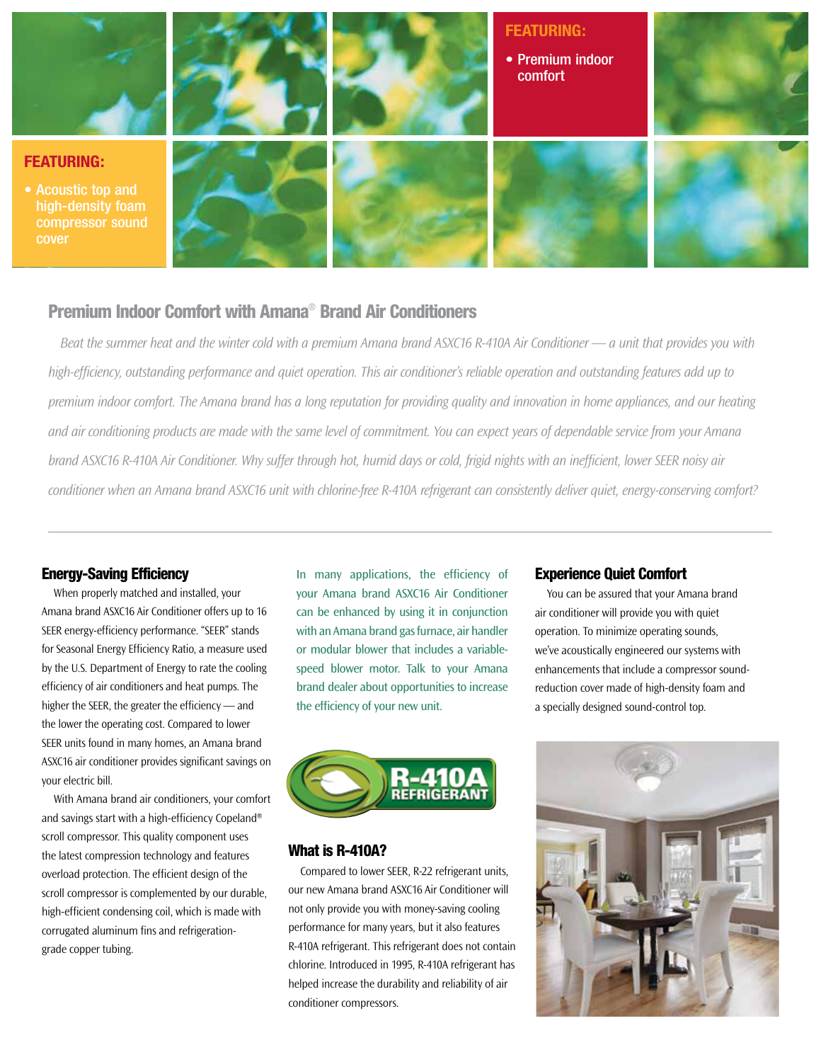**FEATURING:**

- Premium indoor comfort

**FEATURING:**

- Acoustic top and high-density foam compressor sound cover

## Premium Indoor Comfort with Amana® Brand Air Conditioners

*Beat the summer heat and the winter cold with a premium Amana brand ASXC16 R-410A Air Conditioner — a unit that provides you with high-efficiency, outstanding performance and quiet operation. This air conditioner's reliable operation and outstanding features add up to premium indoor comfort. The Amana brand has a long reputation for providing quality and innovation in home appliances, and our heating and air conditioning products are made with the same level of commitment. You can expect years of dependable service from your Amana brand ASXC16 R-410A Air Conditioner. Why suffer through hot, humid days or cold, frigid nights with an inefficient, lower SEER noisy air conditioner when an Amana brand ASXC16 unit with chlorine-free R-410A refrigerant can consistently deliver quiet, energy-conserving comfort?*

---

### Energy-Saving Efficiency

When properly matched and installed, your Amana brand ASXC16 Air Conditioner offers up to 16 SEER energy-efficiency performance. "SEER" stands for Seasonal Energy Efficiency Ratio, a measure used by the U.S. Department of Energy to rate the cooling efficiency of air conditioners and heat pumps. The higher the SEER, the greater the efficiency — and the lower the operating cost. Compared to lower SEER units found in many homes, an Amana brand ASXC16 air conditioner provides significant savings on your electric bill.

With Amana brand air conditioners, your comfort and savings start with a high-efficiency Copeland® scroll compressor. This quality component uses the latest compression technology and features overload protection. The efficient design of the scroll compressor is complemented by our durable, high-efficient condensing coil, which is made with corrugated aluminum fins and refrigeration-grade copper tubing.

In many applications, the efficiency of your Amana brand ASXC16 Air Conditioner can be enhanced by using it in conjunction with an Amana brand gas furnace, air handler or modular blower that includes a variable-speed blower motor. Talk to your Amana brand dealer about opportunities to increase the efficiency of your new unit.

R-410A REFRIGERANT

### What is R-410A?

Compared to lower SEER, R-22 refrigerant units, our new Amana brand ASXC16 Air Conditioner will not only provide you with money-saving cooling performance for many years, but it also features R-410A refrigerant. This refrigerant does not contain chlorine. Introduced in 1995, R-410A refrigerant has helped increase the durability and reliability of air conditioner compressors.

### Experience Quiet Comfort

You can be assured that your Amana brand air conditioner will provide you with quiet operation. To minimize operating sounds, we've acoustically engineered our systems with enhancements that include a compressor sound-reduction cover made of high-density foam and a specially designed sound-control top.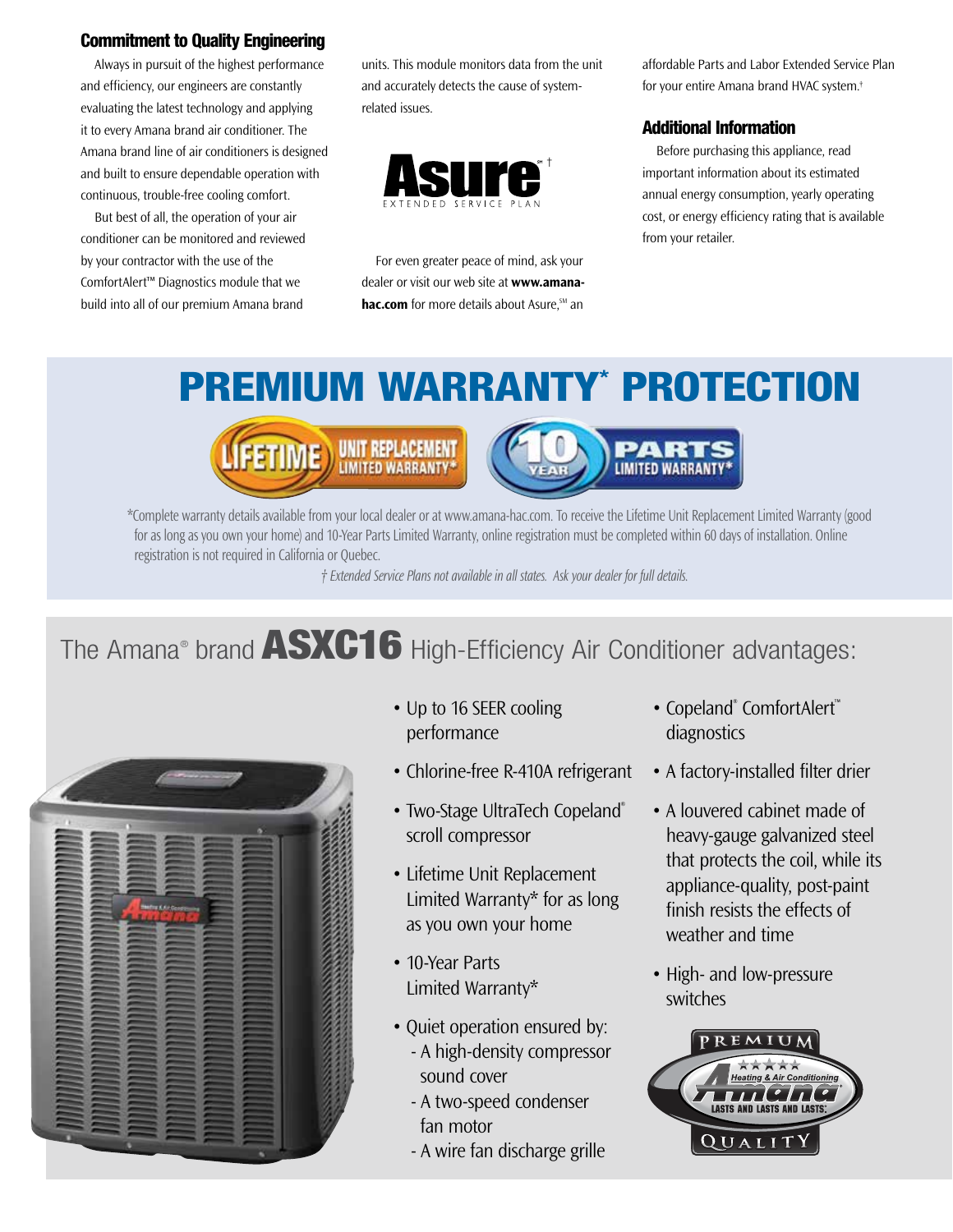## Commitment to Quality Engineering

Always in pursuit of the highest performance and efficiency, our engineers are constantly evaluating the latest technology and applying it to every Amana brand air conditioner. The Amana brand line of air conditioners is designed and built to ensure dependable operation with continuous, trouble-free cooling comfort.

But best of all, the operation of your air conditioner can be monitored and reviewed by your contractor with the use of the ComfortAlert™ Diagnostics module that we build into all of our premium Amana brand units. This module monitors data from the unit and accurately detects the cause of system-related issues.

**Asure**℠ † EXTENDED SERVICE PLAN

For even greater peace of mind, ask your dealer or visit our web site at **www.amana-hac.com** for more details about Asure,℠ an affordable Parts and Labor Extended Service Plan for your entire Amana brand HVAC system.†

## Additional Information

Before purchasing this appliance, read important information about its estimated annual energy consumption, yearly operating cost, or energy efficiency rating that is available from your retailer.

# PREMIUM WARRANTY* PROTECTION

LIFETIME UNIT REPLACEMENT LIMITED WARRANTY*

10 YEAR PARTS LIMITED WARRANTY*

*Complete warranty details available from your local dealer or at www.amana-hac.com. To receive the Lifetime Unit Replacement Limited Warranty (good for as long as you own your home) and 10-Year Parts Limited Warranty, online registration must be completed within 60 days of installation. Online registration is not required in California or Quebec.

*† Extended Service Plans not available in all states. Ask your dealer for full details.*

## The Amana® brand **ASXC16** High-Efficiency Air Conditioner advantages:

- Up to 16 SEER cooling performance
- Chlorine-free R-410A refrigerant
- Two-Stage UltraTech Copeland® scroll compressor
- Lifetime Unit Replacement Limited Warranty* for as long as you own your home
- 10-Year Parts Limited Warranty*
- Quiet operation ensured by:
  - A high-density compressor sound cover
  - A two-speed condenser fan motor
  - A wire fan discharge grille
- Copeland® ComfortAlert™ diagnostics
- A factory-installed filter drier
- A louvered cabinet made of heavy-gauge galvanized steel that protects the coil, while its appliance-quality, post-paint finish resists the effects of weather and time
- High- and low-pressure switches

PREMIUM Amana Heating & Air Conditioning LASTS AND LASTS AND LASTS. QUALITY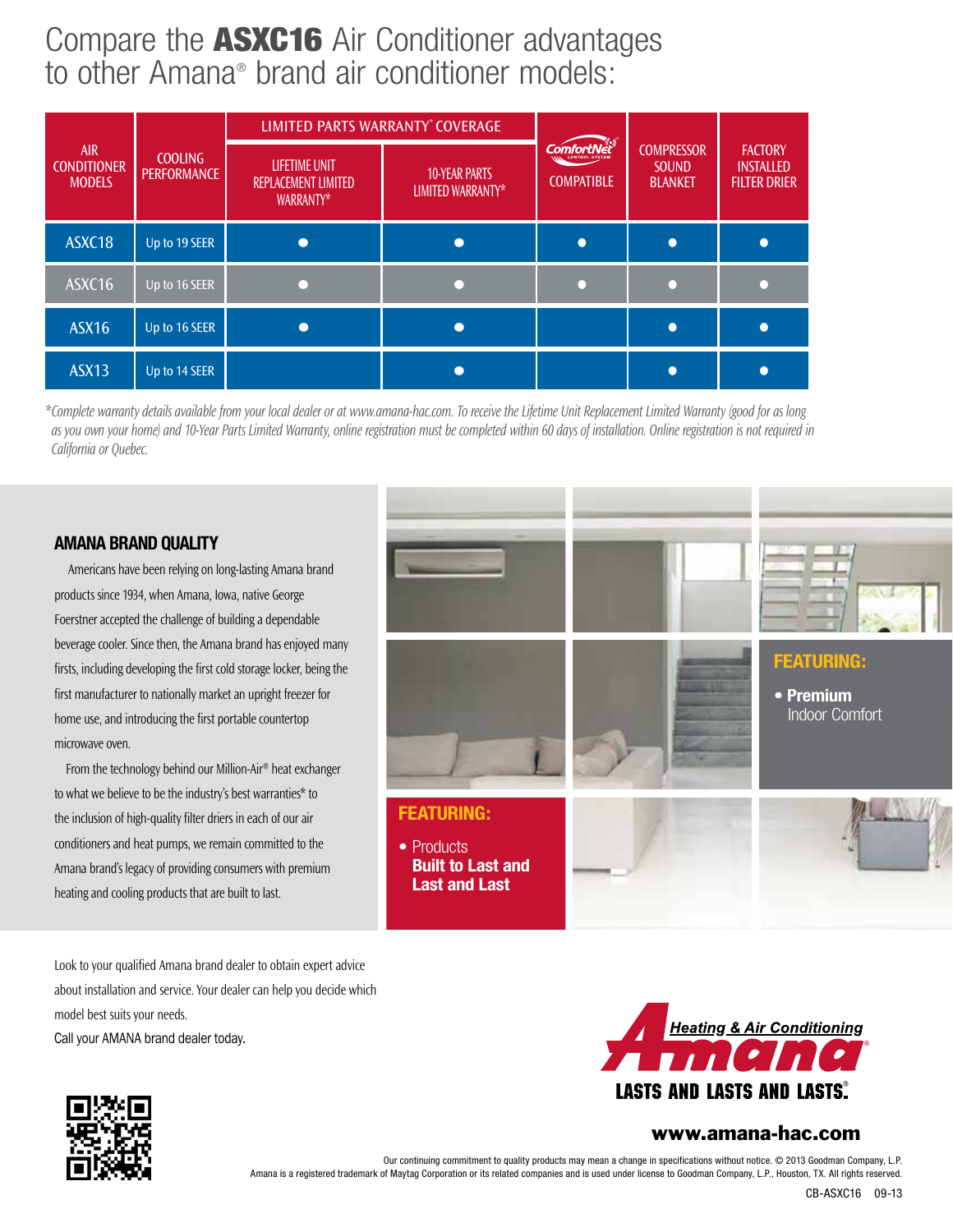# Compare the **ASXC16** Air Conditioner advantages to other Amana® brand air conditioner models:

| AIR CONDITIONER MODELS | COOLING PERFORMANCE | LIMITED PARTS WARRANTY* COVERAGE | | ComfortNet COMPATIBLE | COMPRESSOR SOUND BLANKET | FACTORY INSTALLED FILTER DRIER |
|---|---|---|---|---|---|---|
| | | LIFETIME UNIT REPLACEMENT LIMITED WARRANTY* | 10-YEAR PARTS LIMITED WARRANTY* | | | |
| ASXC18 | Up to 19 SEER | ● | ● | ● | ● | ● |
| ASXC16 | Up to 16 SEER | ● | ● | ● | ● | ● |
| ASX16 | Up to 16 SEER | ● | ● | | ● | ● |
| ASX13 | Up to 14 SEER | | ● | | ● | ● |

*\*Complete warranty details available from your local dealer or at www.amana-hac.com. To receive the Lifetime Unit Replacement Limited Warranty (good for as long as you own your home) and 10-Year Parts Limited Warranty, online registration must be completed within 60 days of installation. Online registration is not required in California or Quebec.*

## AMANA BRAND QUALITY

Americans have been relying on long-lasting Amana brand products since 1934, when Amana, Iowa, native George Foerstner accepted the challenge of building a dependable beverage cooler. Since then, the Amana brand has enjoyed many firsts, including developing the first cold storage locker, being the first manufacturer to nationally market an upright freezer for home use, and introducing the first portable countertop microwave oven.

From the technology behind our Million-Air® heat exchanger to what we believe to be the industry's best warranties* to the inclusion of high-quality filter driers in each of our air conditioners and heat pumps, we remain committed to the Amana brand's legacy of providing consumers with premium heating and cooling products that are built to last.

**FEATURING:**

- **Premium** Indoor Comfort

**FEATURING:**

- Products **Built to Last and Last and Last**

Look to your qualified Amana brand dealer to obtain expert advice about installation and service. Your dealer can help you decide which model best suits your needs.

Call your AMANA brand dealer today.

Heating & Air Conditioning

Amana®

LASTS AND LASTS AND LASTS.®

**www.amana-hac.com**

Our continuing commitment to quality products may mean a change in specifications without notice. © 2013 Goodman Company, L.P.
Amana is a registered trademark of Maytag Corporation or its related companies and is used under license to Goodman Company, L.P., Houston, TX. All rights reserved.

CB-ASXC16 09-13